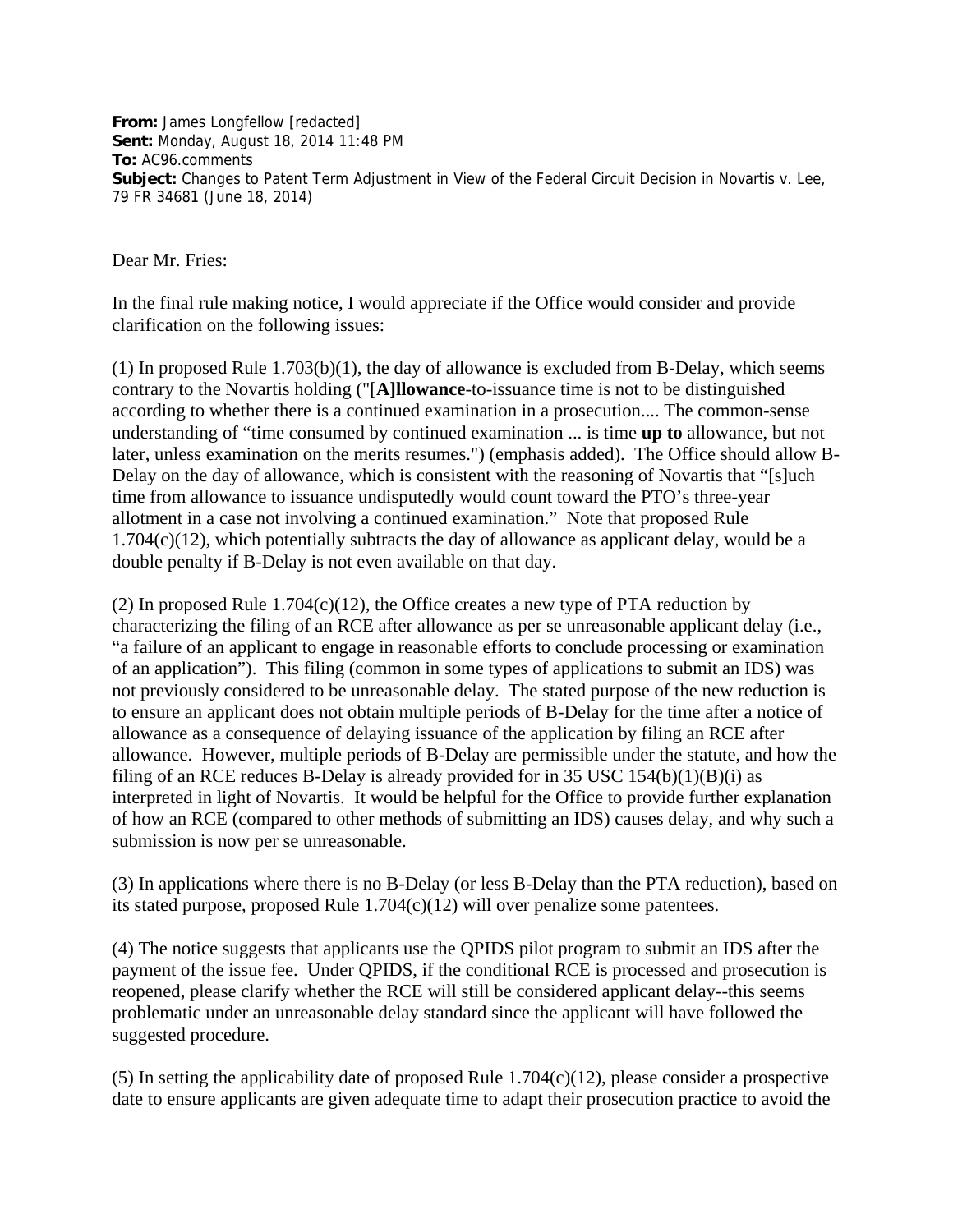**From:** James Longfellow [redacted]
**Sent:** Monday, August 18, 2014 11:48 PM
**To:** AC96.comments
**Subject:** Changes to Patent Term Adjustment in View of the Federal Circuit Decision in Novartis v. Lee, 79 FR 34681 (June 18, 2014)

Dear Mr. Fries:

In the final rule making notice, I would appreciate if the Office would consider and provide clarification on the following issues:

(1) In proposed Rule 1.703(b)(1), the day of allowance is excluded from B-Delay, which seems contrary to the Novartis holding ("[**A]llowance**-to-issuance time is not to be distinguished according to whether there is a continued examination in a prosecution.... The common-sense understanding of "time consumed by continued examination ... is time **up to** allowance, but not later, unless examination on the merits resumes.") (emphasis added). The Office should allow B-Delay on the day of allowance, which is consistent with the reasoning of Novartis that "[s]uch time from allowance to issuance undisputedly would count toward the PTO's three-year allotment in a case not involving a continued examination." Note that proposed Rule 1.704(c)(12), which potentially subtracts the day of allowance as applicant delay, would be a double penalty if B-Delay is not even available on that day.

(2) In proposed Rule 1.704(c)(12), the Office creates a new type of PTA reduction by characterizing the filing of an RCE after allowance as per se unreasonable applicant delay (i.e., "a failure of an applicant to engage in reasonable efforts to conclude processing or examination of an application"). This filing (common in some types of applications to submit an IDS) was not previously considered to be unreasonable delay. The stated purpose of the new reduction is to ensure an applicant does not obtain multiple periods of B-Delay for the time after a notice of allowance as a consequence of delaying issuance of the application by filing an RCE after allowance. However, multiple periods of B-Delay are permissible under the statute, and how the filing of an RCE reduces B-Delay is already provided for in 35 USC 154(b)(1)(B)(i) as interpreted in light of Novartis. It would be helpful for the Office to provide further explanation of how an RCE (compared to other methods of submitting an IDS) causes delay, and why such a submission is now per se unreasonable.

(3) In applications where there is no B-Delay (or less B-Delay than the PTA reduction), based on its stated purpose, proposed Rule 1.704(c)(12) will over penalize some patentees.

(4) The notice suggests that applicants use the QPIDS pilot program to submit an IDS after the payment of the issue fee. Under QPIDS, if the conditional RCE is processed and prosecution is reopened, please clarify whether the RCE will still be considered applicant delay--this seems problematic under an unreasonable delay standard since the applicant will have followed the suggested procedure.

(5) In setting the applicability date of proposed Rule 1.704(c)(12), please consider a prospective date to ensure applicants are given adequate time to adapt their prosecution practice to avoid the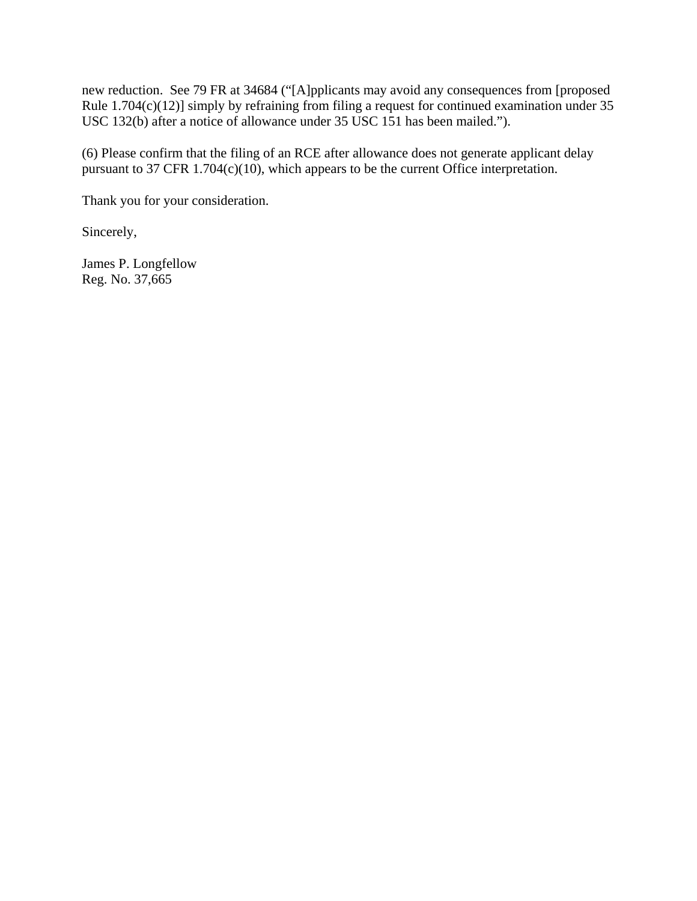new reduction.  See 79 FR at 34684 ("[A]pplicants may avoid any consequences from [proposed Rule 1.704(c)(12)] simply by refraining from filing a request for continued examination under 35 USC 132(b) after a notice of allowance under 35 USC 151 has been mailed.").

(6) Please confirm that the filing of an RCE after allowance does not generate applicant delay pursuant to 37 CFR 1.704(c)(10), which appears to be the current Office interpretation.

Thank you for your consideration.

Sincerely,

James P. Longfellow
Reg. No. 37,665